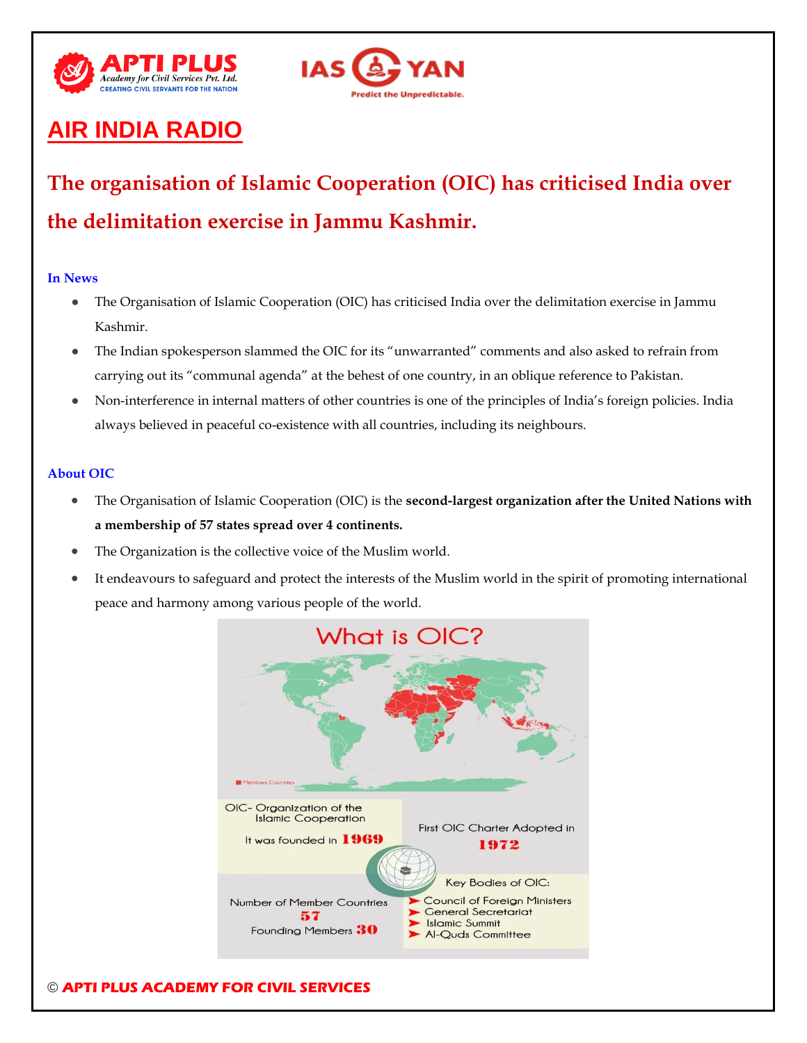# AIR INDIA RADIO

## The organisation of Islamic Cooperation (OIC) has criticised India over the delimitation exercise in Jammu Kashmir.

### In News

- The Organisation of Islamic Cooperation (OIC) has criticised India over the delimitation exercise in Jammu Kashmir.
- The Indian spokesperson slammed the OIC for its "unwarranted" comments and also asked to refrain from carrying out its "communal agenda" at the behest of one country, in an oblique reference to Pakistan.
- Non-interference in internal matters of other countries is one of the principles of India's foreign policies. India always believed in peaceful co-existence with all countries, including its neighbours.

### About OIC

- The Organisation of Islamic Cooperation (OIC) is the **second-largest organization after the United Nations with a membership of 57 states spread over 4 continents.**
- The Organization is the collective voice of the Muslim world.
- It endeavours to safeguard and protect the interests of the Muslim world in the spirit of promoting international peace and harmony among various people of the world.

What is OIC?

Members Countries

OIC- Organization of the Islamic Cooperation

It was founded in 1969

First OIC Charter Adopted in 1972

Number of Member Countries 57

Founding Members 30

Key Bodies of OIC:
- Council of Foreign Ministers
- General Secretariat
- Islamic Summit
- Al-Quds Committee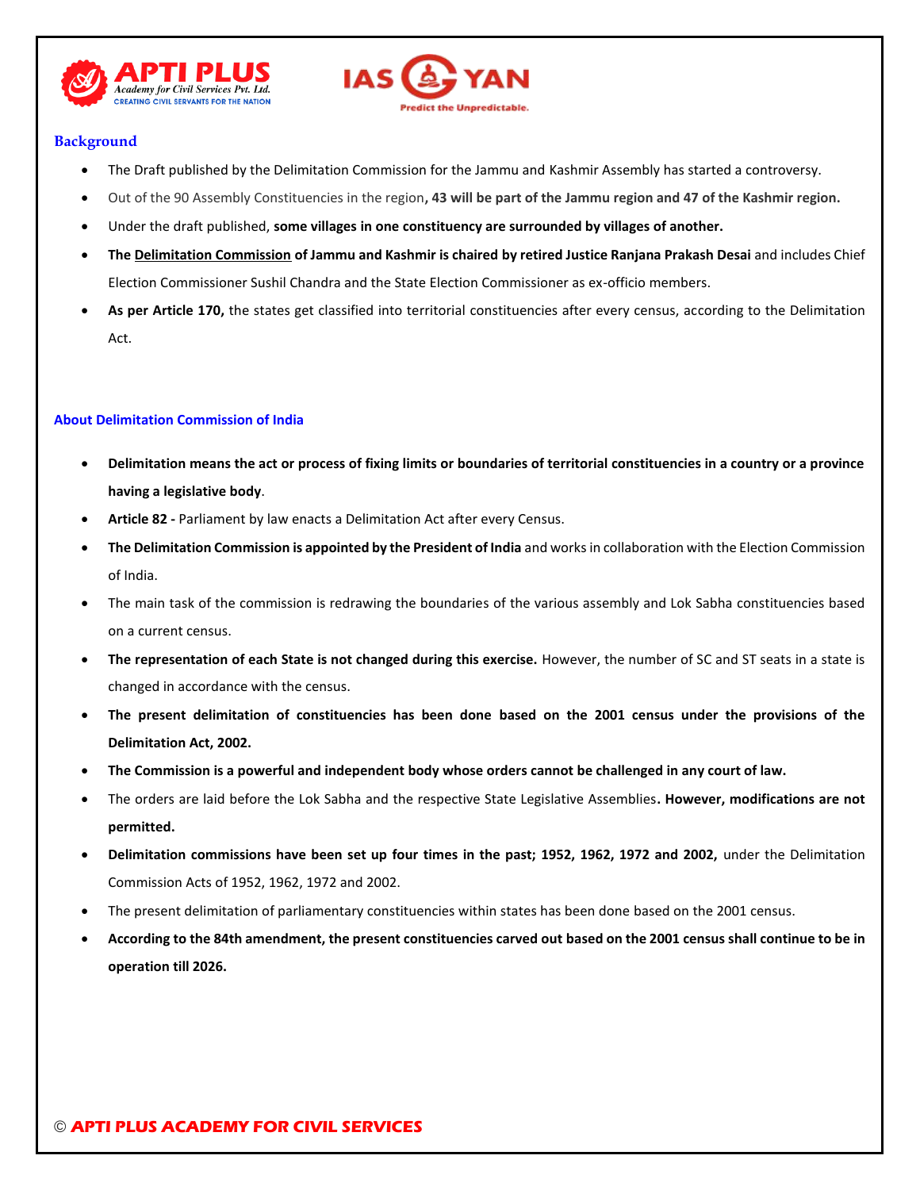## Background

- The Draft published by the Delimitation Commission for the Jammu and Kashmir Assembly has started a controversy.
- Out of the 90 Assembly Constituencies in the region**, 43 will be part of the Jammu region and 47 of the Kashmir region.**
- Under the draft published, **some villages in one constituency are surrounded by villages of another.**
- **The Delimitation Commission of Jammu and Kashmir is chaired by retired Justice Ranjana Prakash Desai** and includes Chief Election Commissioner Sushil Chandra and the State Election Commissioner as ex-officio members.
- **As per Article 170,** the states get classified into territorial constituencies after every census, according to the Delimitation Act.

## About Delimitation Commission of India

- **Delimitation means the act or process of fixing limits or boundaries of territorial constituencies in a country or a province having a legislative body**.
- **Article 82 -** Parliament by law enacts a Delimitation Act after every Census.
- **The Delimitation Commission is appointed by the President of India** and works in collaboration with the Election Commission of India.
- The main task of the commission is redrawing the boundaries of the various assembly and Lok Sabha constituencies based on a current census.
- **The representation of each State is not changed during this exercise.** However, the number of SC and ST seats in a state is changed in accordance with the census.
- **The present delimitation of constituencies has been done based on the 2001 census under the provisions of the Delimitation Act, 2002.**
- **The Commission is a powerful and independent body whose orders cannot be challenged in any court of law.**
- The orders are laid before the Lok Sabha and the respective State Legislative Assemblies**. However, modifications are not permitted.**
- **Delimitation commissions have been set up four times in the past; 1952, 1962, 1972 and 2002,** under the Delimitation Commission Acts of 1952, 1962, 1972 and 2002.
- The present delimitation of parliamentary constituencies within states has been done based on the 2001 census.
- **According to the 84th amendment, the present constituencies carved out based on the 2001 census shall continue to be in operation till 2026.**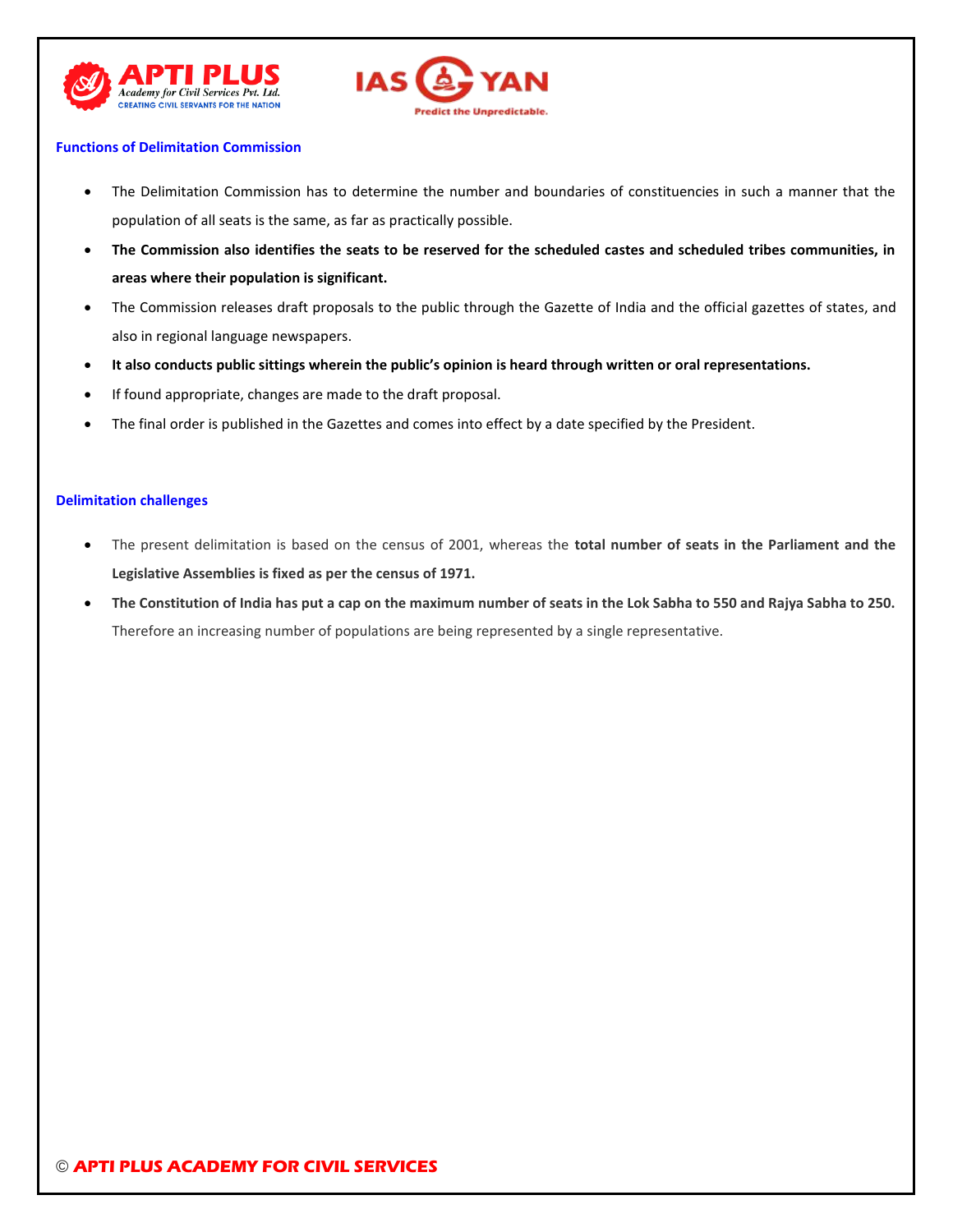### Functions of Delimitation Commission

- The Delimitation Commission has to determine the number and boundaries of constituencies in such a manner that the population of all seats is the same, as far as practically possible.
- **The Commission also identifies the seats to be reserved for the scheduled castes and scheduled tribes communities, in areas where their population is significant.**
- The Commission releases draft proposals to the public through the Gazette of India and the official gazettes of states, and also in regional language newspapers.
- **It also conducts public sittings wherein the public's opinion is heard through written or oral representations.**
- If found appropriate, changes are made to the draft proposal.
- The final order is published in the Gazettes and comes into effect by a date specified by the President.

### Delimitation challenges

- The present delimitation is based on the census of 2001, whereas the **total number of seats in the Parliament and the Legislative Assemblies is fixed as per the census of 1971.**
- **The Constitution of India has put a cap on the maximum number of seats in the Lok Sabha to 550 and Rajya Sabha to 250.** Therefore an increasing number of populations are being represented by a single representative.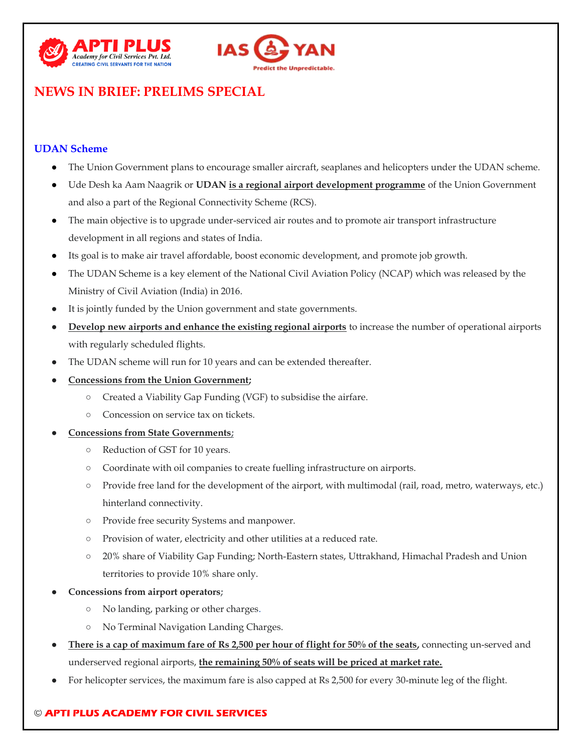## NEWS IN BRIEF: PRELIMS SPECIAL

### UDAN Scheme

- The Union Government plans to encourage smaller aircraft, seaplanes and helicopters under the UDAN scheme.
- Ude Desh ka Aam Naagrik or **UDAN** **is a regional airport development programme** of the Union Government and also a part of the Regional Connectivity Scheme (RCS).
- The main objective is to upgrade under-serviced air routes and to promote air transport infrastructure development in all regions and states of India.
- Its goal is to make air travel affordable, boost economic development, and promote job growth.
- The UDAN Scheme is a key element of the National Civil Aviation Policy (NCAP) which was released by the Ministry of Civil Aviation (India) in 2016.
- It is jointly funded by the Union government and state governments.
- **Develop new airports and enhance the existing regional airports** to increase the number of operational airports with regularly scheduled flights.
- The UDAN scheme will run for 10 years and can be extended thereafter.
- **Concessions from the Union Government;**
  - Created a Viability Gap Funding (VGF) to subsidise the airfare.
  - Concession on service tax on tickets.
- **Concessions from State Governments;**
  - Reduction of GST for 10 years.
  - Coordinate with oil companies to create fuelling infrastructure on airports.
  - Provide free land for the development of the airport, with multimodal (rail, road, metro, waterways, etc.) hinterland connectivity.
  - Provide free security Systems and manpower.
  - Provision of water, electricity and other utilities at a reduced rate.
  - 20% share of Viability Gap Funding; North-Eastern states, Uttrakhand, Himachal Pradesh and Union territories to provide 10% share only.
- **Concessions from airport operators;**
  - No landing, parking or other charges.
  - No Terminal Navigation Landing Charges.
- **There is a cap of maximum fare of Rs 2,500 per hour of flight for 50% of the seats,** connecting un-served and underserved regional airports, **the remaining 50% of seats will be priced at market rate.**
- For helicopter services, the maximum fare is also capped at Rs 2,500 for every 30-minute leg of the flight.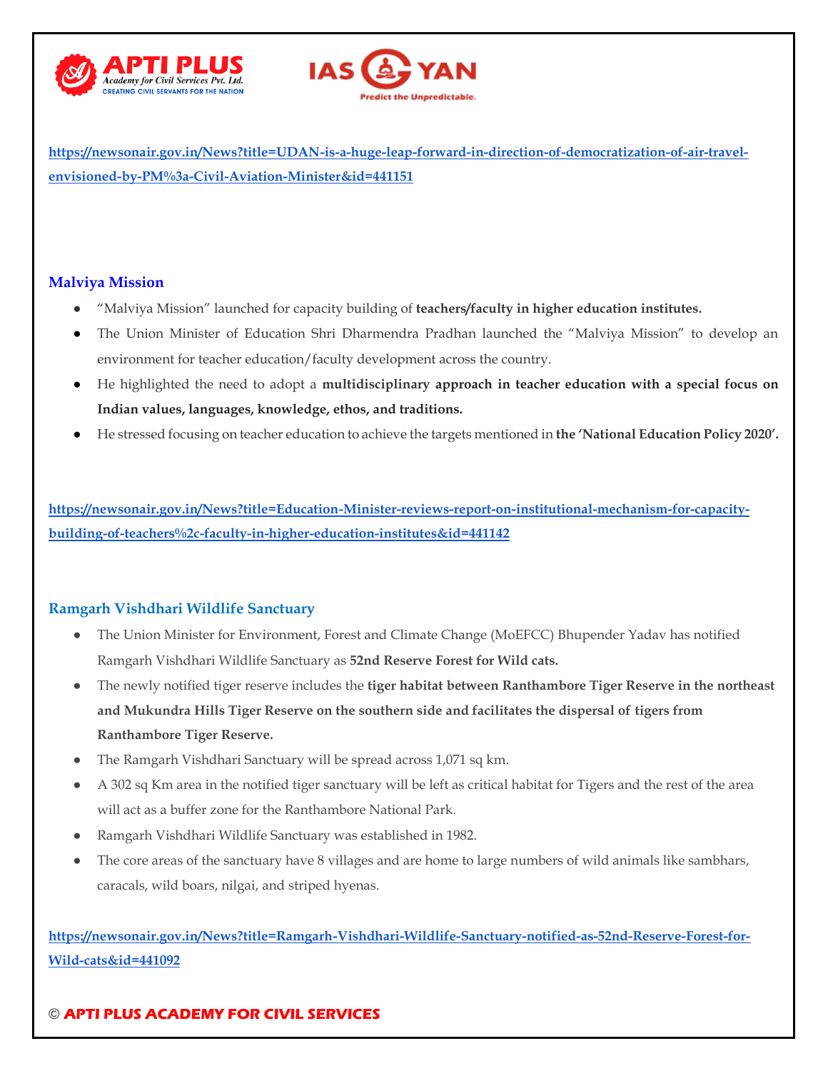https://newsonair.gov.in/News?title=UDAN-is-a-huge-leap-forward-in-direction-of-democratization-of-air-travel-envisioned-by-PM%3a-Civil-Aviation-Minister&id=441151

## Malviya Mission

- "Malviya Mission" launched for capacity building of **teachers/faculty in higher education institutes.**
- The Union Minister of Education Shri Dharmendra Pradhan launched the "Malviya Mission" to develop an environment for teacher education/faculty development across the country.
- He highlighted the need to adopt a **multidisciplinary approach in teacher education with a special focus on Indian values, languages, knowledge, ethos, and traditions.**
- He stressed focusing on teacher education to achieve the targets mentioned in **the 'National Education Policy 2020'.**

https://newsonair.gov.in/News?title=Education-Minister-reviews-report-on-institutional-mechanism-for-capacity-building-of-teachers%2c-faculty-in-higher-education-institutes&id=441142

## Ramgarh Vishdhari Wildlife Sanctuary

- The Union Minister for Environment, Forest and Climate Change (MoEFCC) Bhupender Yadav has notified Ramgarh Vishdhari Wildlife Sanctuary as **52nd Reserve Forest for Wild cats.**
- The newly notified tiger reserve includes the **tiger habitat between Ranthambore Tiger Reserve in the northeast and Mukundra Hills Tiger Reserve on the southern side and facilitates the dispersal of tigers from Ranthambore Tiger Reserve.**
- The Ramgarh Vishdhari Sanctuary will be spread across 1,071 sq km.
- A 302 sq Km area in the notified tiger sanctuary will be left as critical habitat for Tigers and the rest of the area will act as a buffer zone for the Ranthambore National Park.
- Ramgarh Vishdhari Wildlife Sanctuary was established in 1982.
- The core areas of the sanctuary have 8 villages and are home to large numbers of wild animals like sambhars, caracals, wild boars, nilgai, and striped hyenas.

https://newsonair.gov.in/News?title=Ramgarh-Vishdhari-Wildlife-Sanctuary-notified-as-52nd-Reserve-Forest-for-Wild-cats&id=441092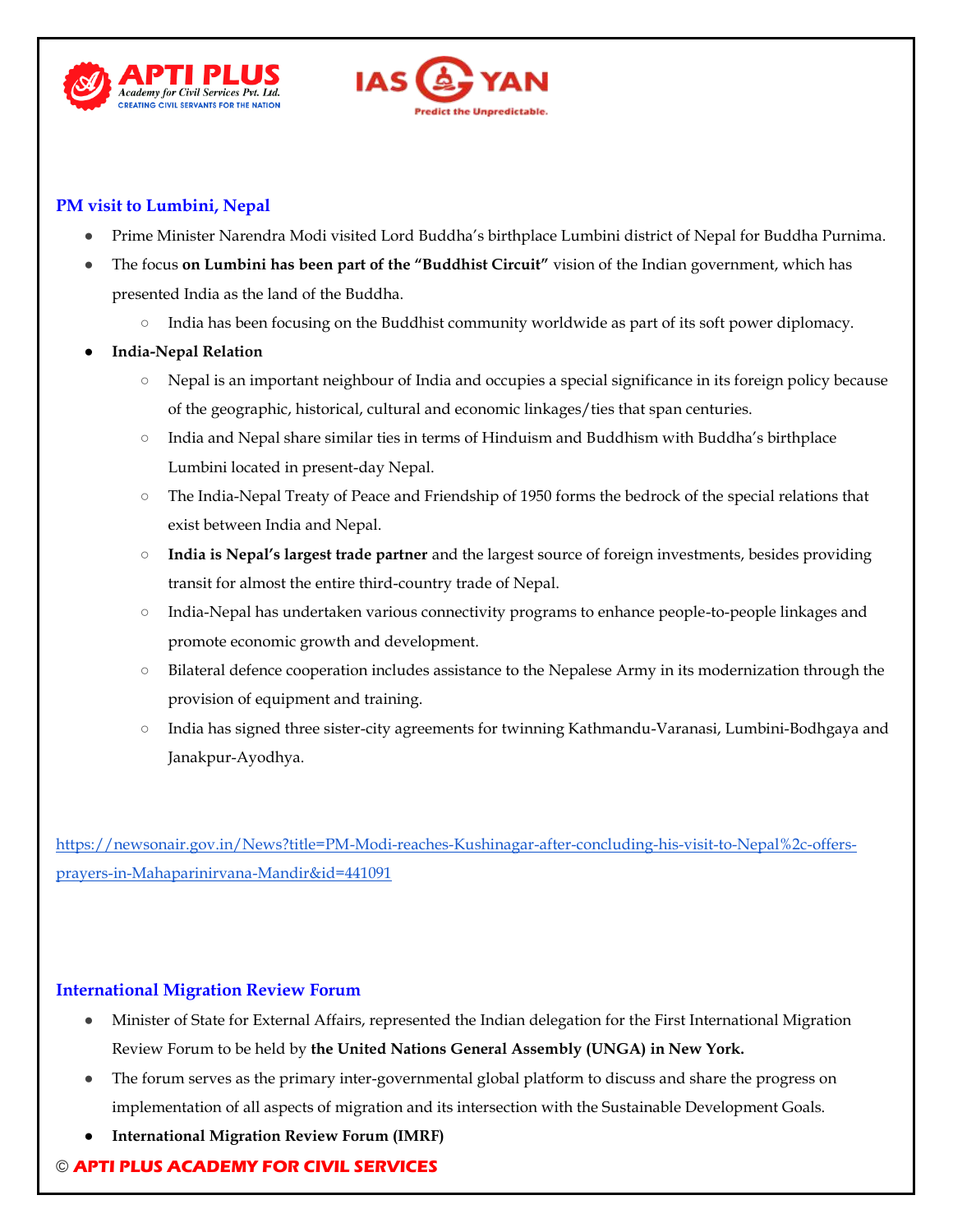## PM visit to Lumbini, Nepal

- Prime Minister Narendra Modi visited Lord Buddha's birthplace Lumbini district of Nepal for Buddha Purnima.
- The focus **on Lumbini has been part of the "Buddhist Circuit"** vision of the Indian government, which has presented India as the land of the Buddha.
  - India has been focusing on the Buddhist community worldwide as part of its soft power diplomacy.
- **India-Nepal Relation**
  - Nepal is an important neighbour of India and occupies a special significance in its foreign policy because of the geographic, historical, cultural and economic linkages/ties that span centuries.
  - India and Nepal share similar ties in terms of Hinduism and Buddhism with Buddha's birthplace Lumbini located in present-day Nepal.
  - The India-Nepal Treaty of Peace and Friendship of 1950 forms the bedrock of the special relations that exist between India and Nepal.
  - **India is Nepal's largest trade partner** and the largest source of foreign investments, besides providing transit for almost the entire third-country trade of Nepal.
  - India-Nepal has undertaken various connectivity programs to enhance people-to-people linkages and promote economic growth and development.
  - Bilateral defence cooperation includes assistance to the Nepalese Army in its modernization through the provision of equipment and training.
  - India has signed three sister-city agreements for twinning Kathmandu-Varanasi, Lumbini-Bodhgaya and Janakpur-Ayodhya.

https://newsonair.gov.in/News?title=PM-Modi-reaches-Kushinagar-after-concluding-his-visit-to-Nepal%2c-offers-prayers-in-Mahaparinirvana-Mandir&id=441091

## International Migration Review Forum

- Minister of State for External Affairs, represented the Indian delegation for the First International Migration Review Forum to be held by **the United Nations General Assembly (UNGA) in New York.**
- The forum serves as the primary inter-governmental global platform to discuss and share the progress on implementation of all aspects of migration and its intersection with the Sustainable Development Goals.
- **International Migration Review Forum (IMRF)**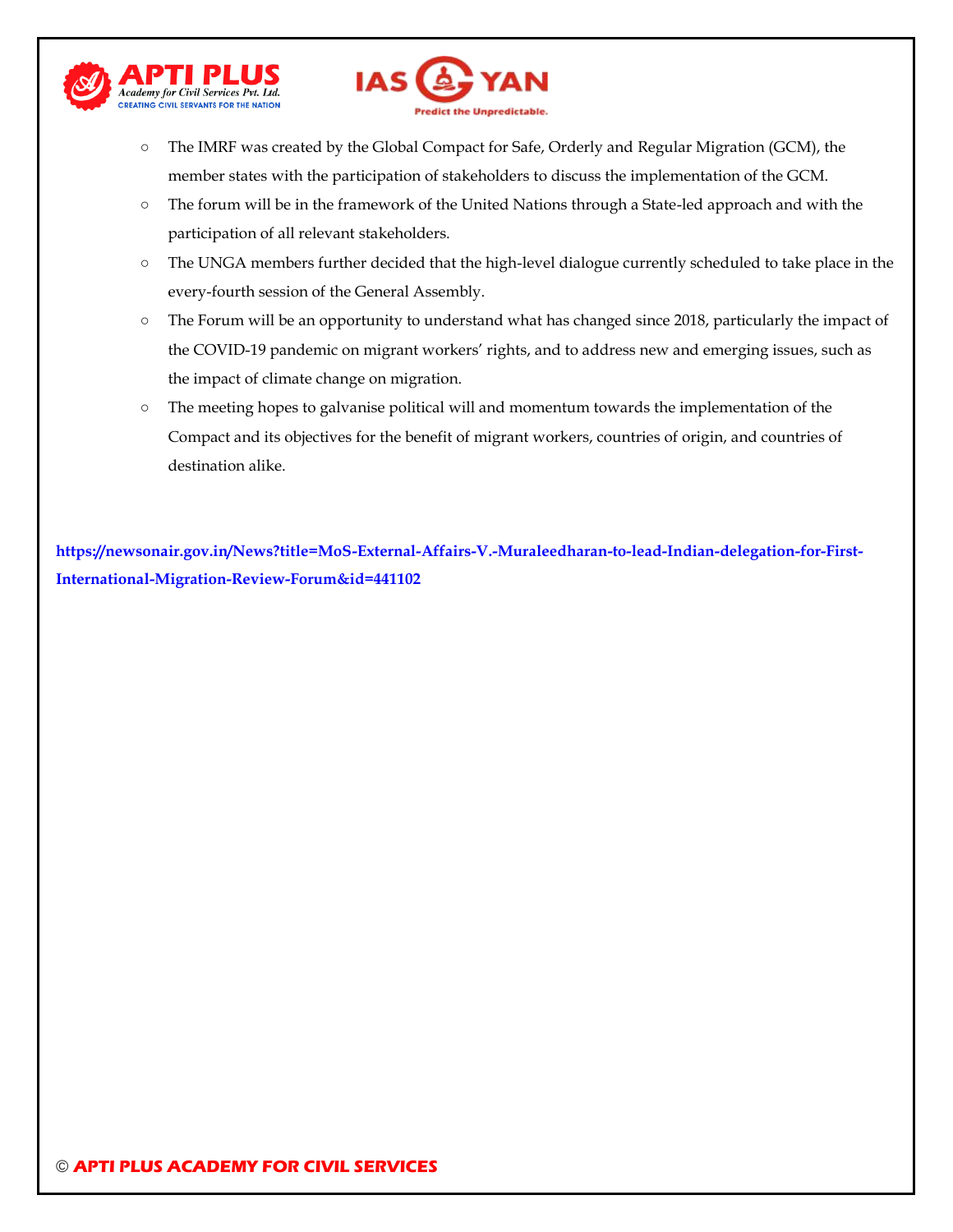- The IMRF was created by the Global Compact for Safe, Orderly and Regular Migration (GCM), the member states with the participation of stakeholders to discuss the implementation of the GCM.
- The forum will be in the framework of the United Nations through a State-led approach and with the participation of all relevant stakeholders.
- The UNGA members further decided that the high-level dialogue currently scheduled to take place in the every-fourth session of the General Assembly.
- The Forum will be an opportunity to understand what has changed since 2018, particularly the impact of the COVID-19 pandemic on migrant workers' rights, and to address new and emerging issues, such as the impact of climate change on migration.
- The meeting hopes to galvanise political will and momentum towards the implementation of the Compact and its objectives for the benefit of migrant workers, countries of origin, and countries of destination alike.

**https://newsonair.gov.in/News?title=MoS-External-Affairs-V.-Muraleedharan-to-lead-Indian-delegation-for-First-International-Migration-Review-Forum&id=441102**